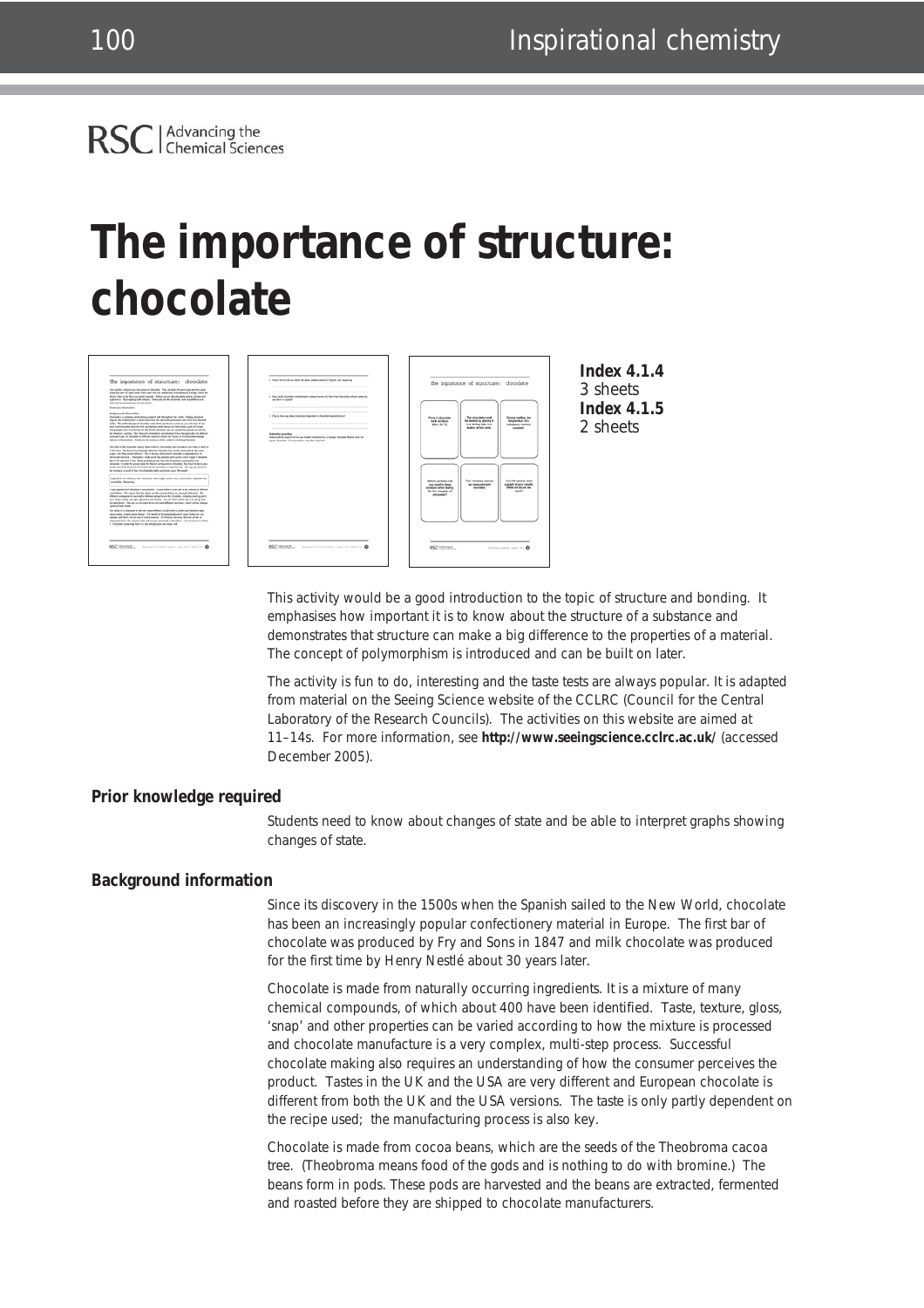RSC | Advancing the Chemical Sciences

# The importance of structure: chocolate

**Index 4.1.4**
3 sheets
**Index 4.1.5**
2 sheets

This activity would be a good introduction to the topic of structure and bonding. It emphasises how important it is to know about the structure of a substance and demonstrates that structure can make a big difference to the properties of a material. The concept of polymorphism is introduced and can be built on later.

The activity is fun to do, interesting and the taste tests are always popular. It is adapted from material on the Seeing Science website of the CCLRC (Council for the Central Laboratory of the Research Councils). The activities on this website are aimed at 11–14s. For more information, see **http://www.seeingscience.cclrc.ac.uk/** (accessed December 2005).

## Prior knowledge required

Students need to know about changes of state and be able to interpret graphs showing changes of state.

## Background information

Since its discovery in the 1500s when the Spanish sailed to the New World, chocolate has been an increasingly popular confectionery material in Europe. The first bar of chocolate was produced by Fry and Sons in 1847 and milk chocolate was produced for the first time by Henry Nestlé about 30 years later.

Chocolate is made from naturally occurring ingredients. It is a mixture of many chemical compounds, of which about 400 have been identified. Taste, texture, gloss, 'snap' and other properties can be varied according to how the mixture is processed and chocolate manufacture is a very complex, multi-step process. Successful chocolate making also requires an understanding of how the consumer perceives the product. Tastes in the UK and the USA are very different and European chocolate is different from both the UK and the USA versions. The taste is only partly dependent on the recipe used; the manufacturing process is also key.

Chocolate is made from cocoa beans, which are the seeds of the Theobroma cacoa tree. (Theobroma means food of the gods and is nothing to do with bromine.) The beans form in pods. These pods are harvested and the beans are extracted, fermented and roasted before they are shipped to chocolate manufacturers.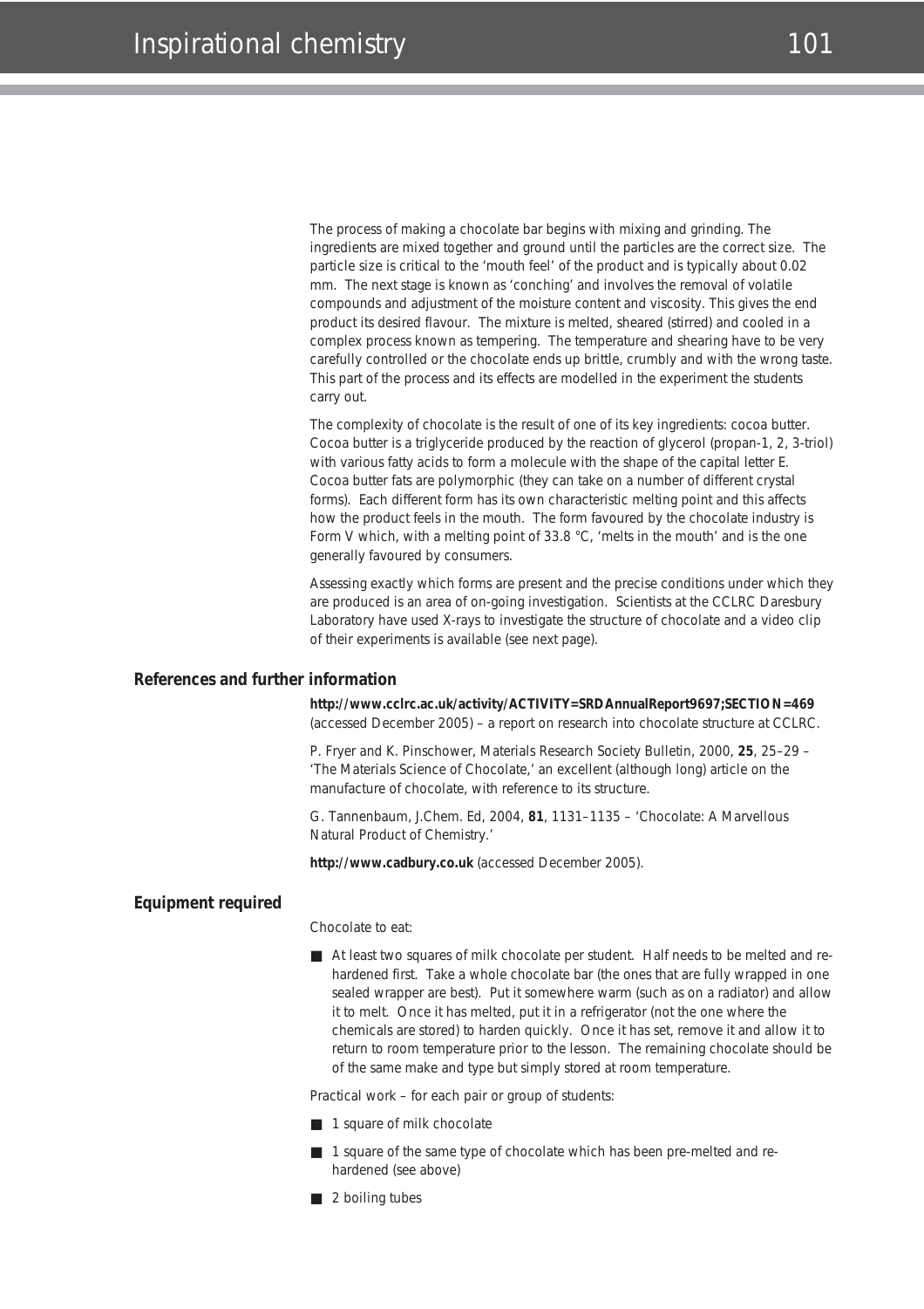The process of making a chocolate bar begins with mixing and grinding. The ingredients are mixed together and ground until the particles are the correct size. The particle size is critical to the 'mouth feel' of the product and is typically about 0.02 mm. The next stage is known as 'conching' and involves the removal of volatile compounds and adjustment of the moisture content and viscosity. This gives the end product its desired flavour. The mixture is melted, sheared (stirred) and cooled in a complex process known as tempering. The temperature and shearing have to be very carefully controlled or the chocolate ends up brittle, crumbly and with the wrong taste. This part of the process and its effects are modelled in the experiment the students carry out.

The complexity of chocolate is the result of one of its key ingredients: cocoa butter. Cocoa butter is a triglyceride produced by the reaction of glycerol (propan-1, 2, 3-triol) with various fatty acids to form a molecule with the shape of the capital letter E. Cocoa butter fats are polymorphic (they can take on a number of different crystal forms). Each different form has its own characteristic melting point and this affects how the product feels in the mouth. The form favoured by the chocolate industry is Form V which, with a melting point of 33.8 °C, 'melts in the mouth' and is the one generally favoured by consumers.

Assessing exactly which forms are present and the precise conditions under which they are produced is an area of on-going investigation. Scientists at the CCLRC Daresbury Laboratory have used X-rays to investigate the structure of chocolate and a video clip of their experiments is available (see next page).

## References and further information

**http://www.cclrc.ac.uk/activity/ACTIVITY=SRDAnnualReport9697;SECTION=469** (accessed December 2005) – a report on research into chocolate structure at CCLRC.

P. Fryer and K. Pinschower, Materials Research Society Bulletin, 2000, **25**, 25–29 – 'The Materials Science of Chocolate,' an excellent (although long) article on the manufacture of chocolate, with reference to its structure.

G. Tannenbaum, J.Chem. Ed, 2004, **81**, 1131–1135 – 'Chocolate: A Marvellous Natural Product of Chemistry.'

**http://www.cadbury.co.uk** (accessed December 2005).

## Equipment required

Chocolate to eat:

- At least two squares of milk chocolate per student. Half needs to be melted and re-hardened first. Take a whole chocolate bar (the ones that are fully wrapped in one sealed wrapper are best). Put it somewhere warm (such as on a radiator) and allow it to melt. Once it has melted, put it in a refrigerator (not the one where the chemicals are stored) to harden quickly. Once it has set, remove it and allow it to return to room temperature prior to the lesson. The remaining chocolate should be of the same make and type but simply stored at room temperature.

Practical work – for each pair or group of students:

- 1 square of milk chocolate
- 1 square of the same type of chocolate which has been pre-melted and re-hardened (see above)
- 2 boiling tubes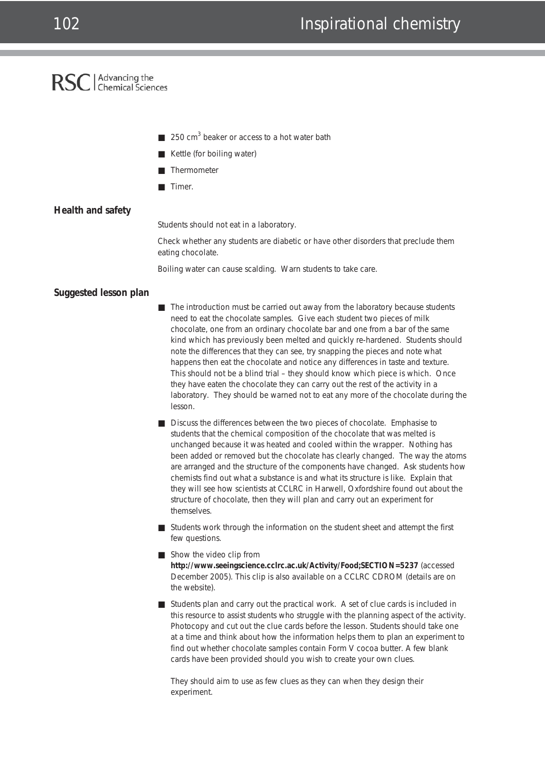- 250 $cm^3$ beaker or access to a hot water bath
- Kettle (for boiling water)
- Thermometer
- Timer.

## Health and safety

Students should not eat in a laboratory.

Check whether any students are diabetic or have other disorders that preclude them eating chocolate.

Boiling water can cause scalding. Warn students to take care.

## Suggested lesson plan

- The introduction must be carried out away from the laboratory because students need to eat the chocolate samples. Give each student two pieces of milk chocolate, one from an ordinary chocolate bar and one from a bar of the same kind which has previously been melted and quickly re-hardened. Students should note the differences that they can see, try snapping the pieces and note what happens then eat the chocolate and notice any differences in taste and texture. This should not be a blind trial – they should know which piece is which. Once they have eaten the chocolate they can carry out the rest of the activity in a laboratory. They should be warned not to eat any more of the chocolate during the lesson.
- Discuss the differences between the two pieces of chocolate. Emphasise to students that the chemical composition of the chocolate that was melted is unchanged because it was heated and cooled within the wrapper. Nothing has been added or removed but the chocolate has clearly changed. The way the atoms are arranged and the structure of the components have changed. Ask students how chemists find out what a substance is and what its structure is like. Explain that they will see how scientists at CCLRC in Harwell, Oxfordshire found out about the structure of chocolate, then they will plan and carry out an experiment for themselves.
- Students work through the information on the student sheet and attempt the first few questions.
- Show the video clip from **http://www.seeingscience.cclrc.ac.uk/Activity/Food;SECTION=5237** (accessed December 2005). This clip is also available on a CCLRC CDROM (details are on the website).
- Students plan and carry out the practical work. A set of clue cards is included in this resource to assist students who struggle with the planning aspect of the activity. Photocopy and cut out the clue cards before the lesson. Students should take one at a time and think about how the information helps them to plan an experiment to find out whether chocolate samples contain Form V cocoa butter. A few blank cards have been provided should you wish to create your own clues.

  They should aim to use as few clues as they can when they design their experiment.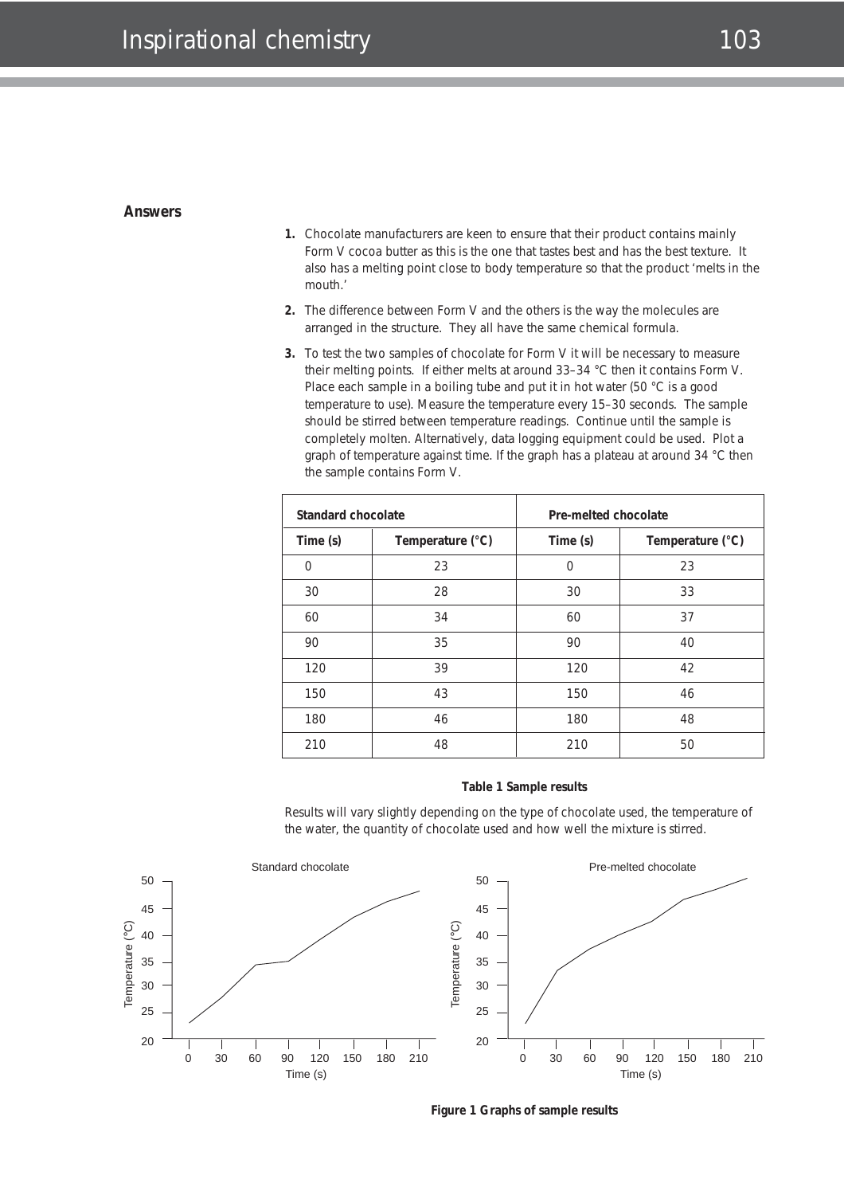## Answers

1. Chocolate manufacturers are keen to ensure that their product contains mainly Form V cocoa butter as this is the one that tastes best and has the best texture. It also has a melting point close to body temperature so that the product 'melts in the mouth.'

2. The difference between Form V and the others is the way the molecules are arranged in the structure. They all have the same chemical formula.

3. To test the two samples of chocolate for Form V it will be necessary to measure their melting points. If either melts at around 33–34 °C then it contains Form V. Place each sample in a boiling tube and put it in hot water (50 °C is a good temperature to use). Measure the temperature every 15–30 seconds. The sample should be stirred between temperature readings. Continue until the sample is completely molten. Alternatively, data logging equipment could be used. Plot a graph of temperature against time. If the graph has a plateau at around 34 °C then the sample contains Form V.

| **Standard chocolate** | | **Pre-melted chocolate** | |
|---|---|---|---|
| **Time (s)** | **Temperature (°C)** | **Time (s)** | **Temperature (°C)** |
| 0 | 23 | 0 | 23 |
| 30 | 28 | 30 | 33 |
| 60 | 34 | 60 | 37 |
| 90 | 35 | 90 | 40 |
| 120 | 39 | 120 | 42 |
| 150 | 43 | 150 | 46 |
| 180 | 46 | 180 | 48 |
| 210 | 48 | 210 | 50 |

**Table 1 Sample results**

Results will vary slightly depending on the type of chocolate used, the temperature of the water, the quantity of chocolate used and how well the mixture is stirred.

**Figure 1 Graphs of sample results**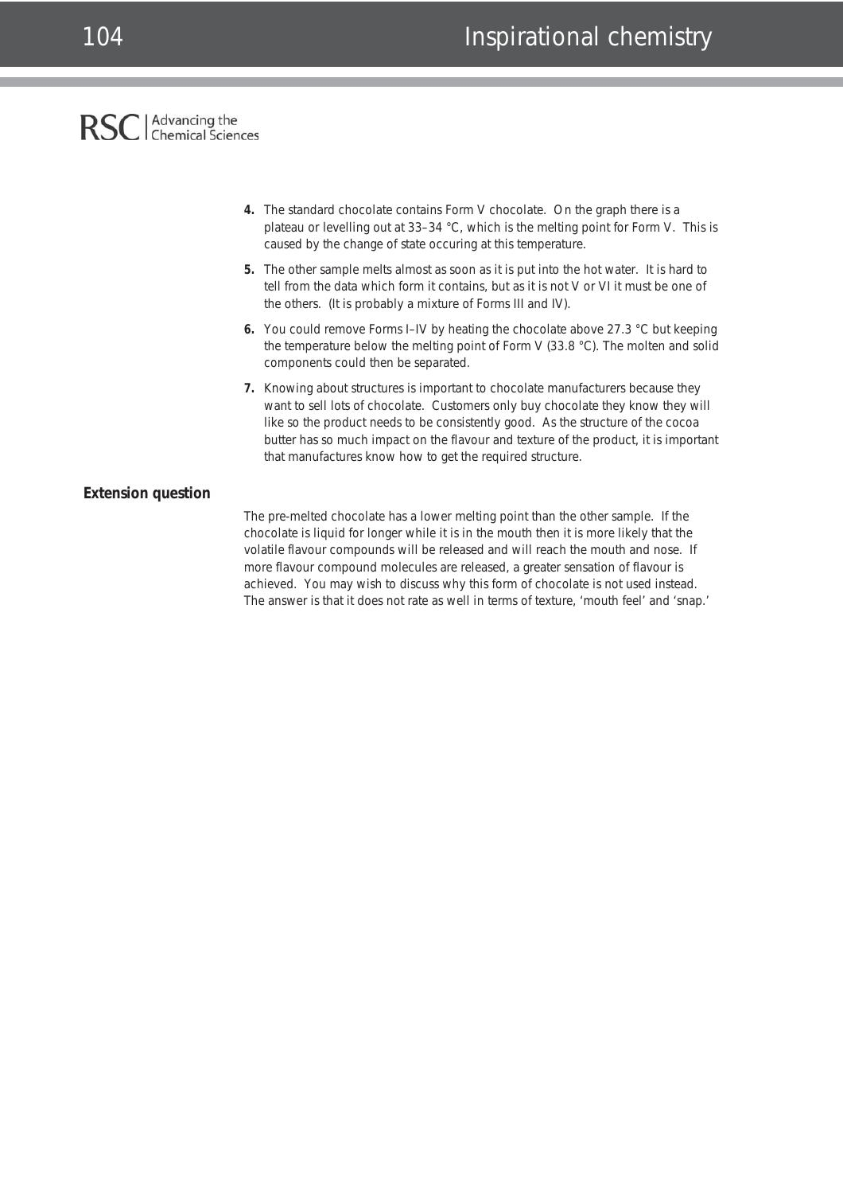4. The standard chocolate contains Form V chocolate. On the graph there is a plateau or levelling out at 33–34 °C, which is the melting point for Form V. This is caused by the change of state occuring at this temperature.

5. The other sample melts almost as soon as it is put into the hot water. It is hard to tell from the data which form it contains, but as it is not V or VI it must be one of the others. (It is probably a mixture of Forms III and IV).

6. You could remove Forms I–IV by heating the chocolate above 27.3 °C but keeping the temperature below the melting point of Form V (33.8 °C). The molten and solid components could then be separated.

7. Knowing about structures is important to chocolate manufacturers because they want to sell lots of chocolate. Customers only buy chocolate they know they will like so the product needs to be consistently good. As the structure of the cocoa butter has so much impact on the flavour and texture of the product, it is important that manufactures know how to get the required structure.

## Extension question

The pre-melted chocolate has a lower melting point than the other sample. If the chocolate is liquid for longer while it is in the mouth then it is more likely that the volatile flavour compounds will be released and will reach the mouth and nose. If more flavour compound molecules are released, a greater sensation of flavour is achieved. You may wish to discuss why this form of chocolate is not used instead. The answer is that it does not rate as well in terms of texture, 'mouth feel' and 'snap.'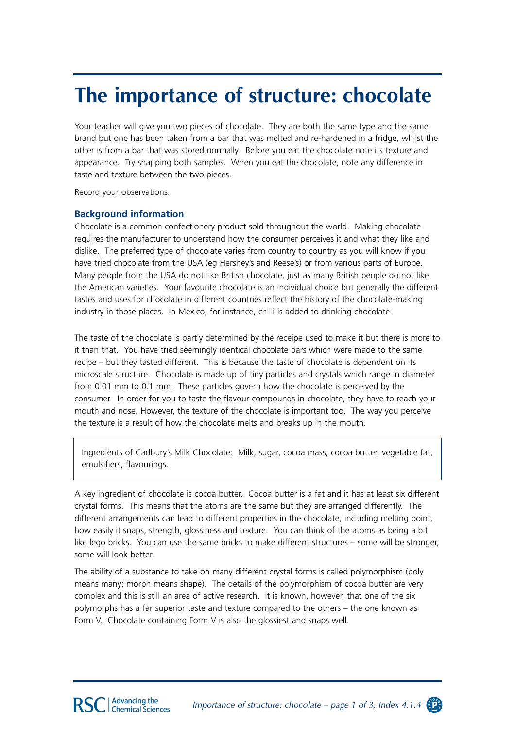# The importance of structure: chocolate

Your teacher will give you two pieces of chocolate. They are both the same type and the same brand but one has been taken from a bar that was melted and re-hardened in a fridge, whilst the other is from a bar that was stored normally. Before you eat the chocolate note its texture and appearance. Try snapping both samples. When you eat the chocolate, note any difference in taste and texture between the two pieces.

Record your observations.

### Background information

Chocolate is a common confectionery product sold throughout the world. Making chocolate requires the manufacturer to understand how the consumer perceives it and what they like and dislike. The preferred type of chocolate varies from country to country as you will know if you have tried chocolate from the USA (eg Hershey's and Reese's) or from various parts of Europe. Many people from the USA do not like British chocolate, just as many British people do not like the American varieties. Your favourite chocolate is an individual choice but generally the different tastes and uses for chocolate in different countries reflect the history of the chocolate-making industry in those places. In Mexico, for instance, chilli is added to drinking chocolate.

The taste of the chocolate is partly determined by the receipe used to make it but there is more to it than that. You have tried seemingly identical chocolate bars which were made to the same recipe – but they tasted different. This is because the taste of chocolate is dependent on its microscale structure. Chocolate is made up of tiny particles and crystals which range in diameter from 0.01 mm to 0.1 mm. These particles govern how the chocolate is perceived by the consumer. In order for you to taste the flavour compounds in chocolate, they have to reach your mouth and nose. However, the texture of the chocolate is important too. The way you perceive the texture is a result of how the chocolate melts and breaks up in the mouth.

> Ingredients of Cadbury's Milk Chocolate: Milk, sugar, cocoa mass, cocoa butter, vegetable fat, emulsifiers, flavourings.

A key ingredient of chocolate is cocoa butter. Cocoa butter is a fat and it has at least six different crystal forms. This means that the atoms are the same but they are arranged differently. The different arrangements can lead to different properties in the chocolate, including melting point, how easily it snaps, strength, glossiness and texture. You can think of the atoms as being a bit like lego bricks. You can use the same bricks to make different structures – some will be stronger, some will look better.

The ability of a substance to take on many different crystal forms is called polymorphism (poly means many; morph means shape). The details of the polymorphism of cocoa butter are very complex and this is still an area of active research. It is known, however, that one of the six polymorphs has a far superior taste and texture compared to the others – the one known as Form V. Chocolate containing Form V is also the glossiest and snaps well.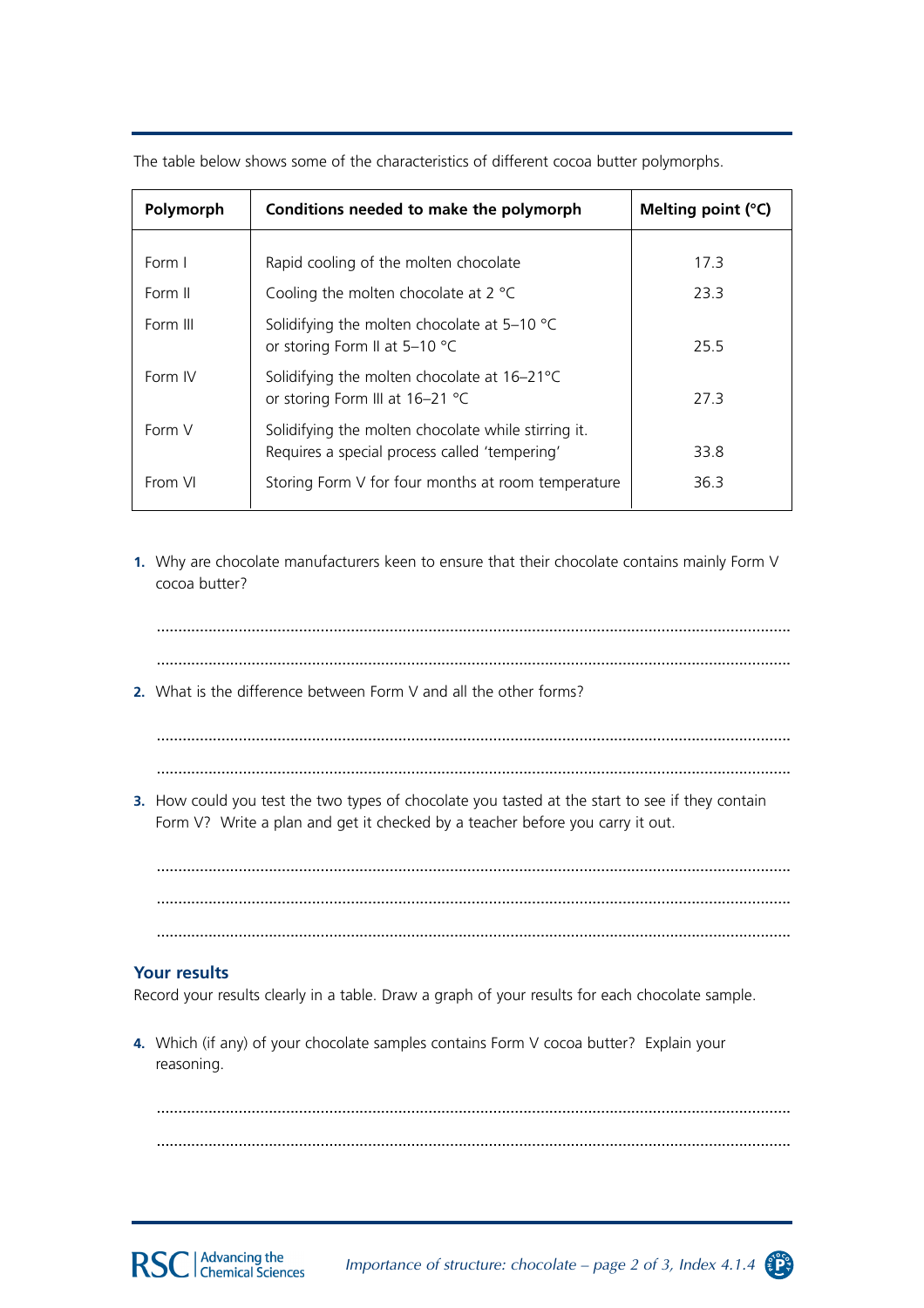The table below shows some of the characteristics of different cocoa butter polymorphs.

| Polymorph | Conditions needed to make the polymorph | Melting point (°C) |
|---|---|---|
| Form I | Rapid cooling of the molten chocolate | 17.3 |
| Form II | Cooling the molten chocolate at 2 °C | 23.3 |
| Form III | Solidifying the molten chocolate at 5–10 °C or storing Form II at 5–10 °C | 25.5 |
| Form IV | Solidifying the molten chocolate at 16–21°C or storing Form III at 16–21 °C | 27.3 |
| Form V | Solidifying the molten chocolate while stirring it. Requires a special process called 'tempering' | 33.8 |
| From VI | Storing Form V for four months at room temperature | 36.3 |

1. Why are chocolate manufacturers keen to ensure that their chocolate contains mainly Form V cocoa butter?

   ...................................................................................................................................

   ...................................................................................................................................

2. What is the difference between Form V and all the other forms?

   ...................................................................................................................................

   ...................................................................................................................................

3. How could you test the two types of chocolate you tasted at the start to see if they contain Form V? Write a plan and get it checked by a teacher before you carry it out.

   ...................................................................................................................................

   ...................................................................................................................................

   ...................................................................................................................................

## Your results

Record your results clearly in a table. Draw a graph of your results for each chocolate sample.

4. Which (if any) of your chocolate samples contains Form V cocoa butter? Explain your reasoning.

   ...................................................................................................................................

   ...................................................................................................................................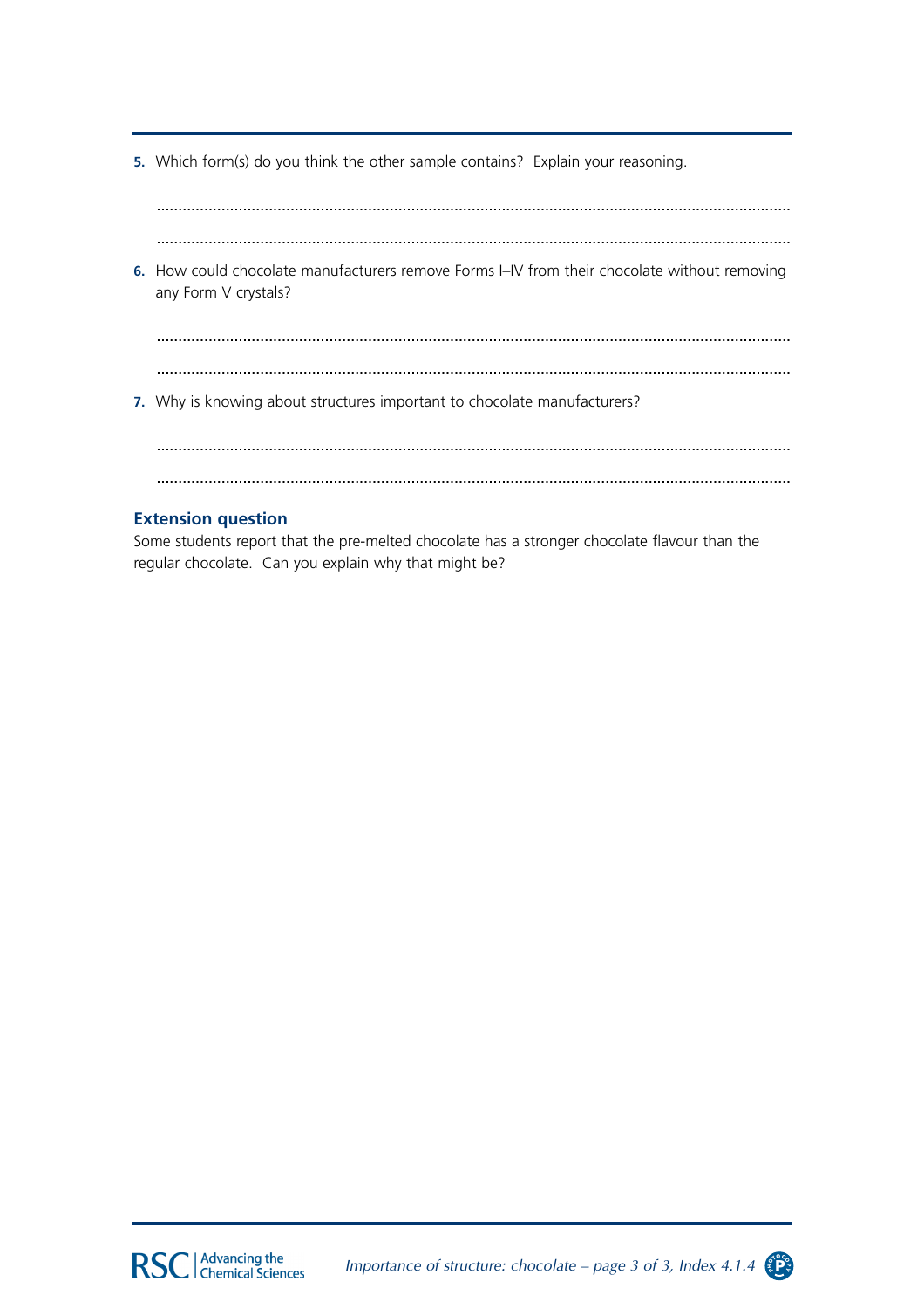5. Which form(s) do you think the other sample contains? Explain your reasoning.

..................................................................................................................................................

..................................................................................................................................................

6. How could chocolate manufacturers remove Forms I–IV from their chocolate without removing any Form V crystals?

..................................................................................................................................................

..................................................................................................................................................

7. Why is knowing about structures important to chocolate manufacturers?

..................................................................................................................................................

..................................................................................................................................................

### Extension question

Some students report that the pre-melted chocolate has a stronger chocolate flavour than the regular chocolate. Can you explain why that might be?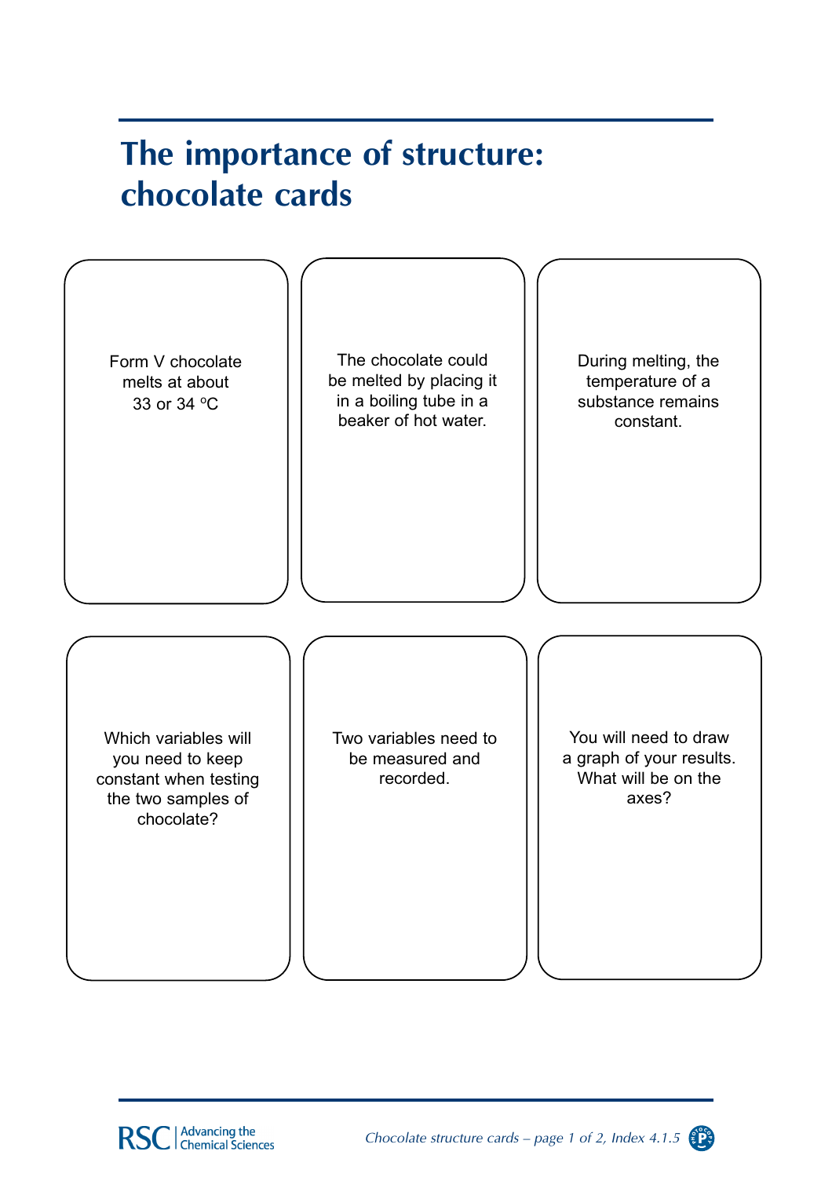# The importance of structure: chocolate cards

Form V chocolate melts at about 33 or 34 °C

The chocolate could be melted by placing it in a boiling tube in a beaker of hot water.

During melting, the temperature of a substance remains constant.

Which variables will you need to keep constant when testing the two samples of chocolate?

Two variables need to be measured and recorded.

You will need to draw a graph of your results. What will be on the axes?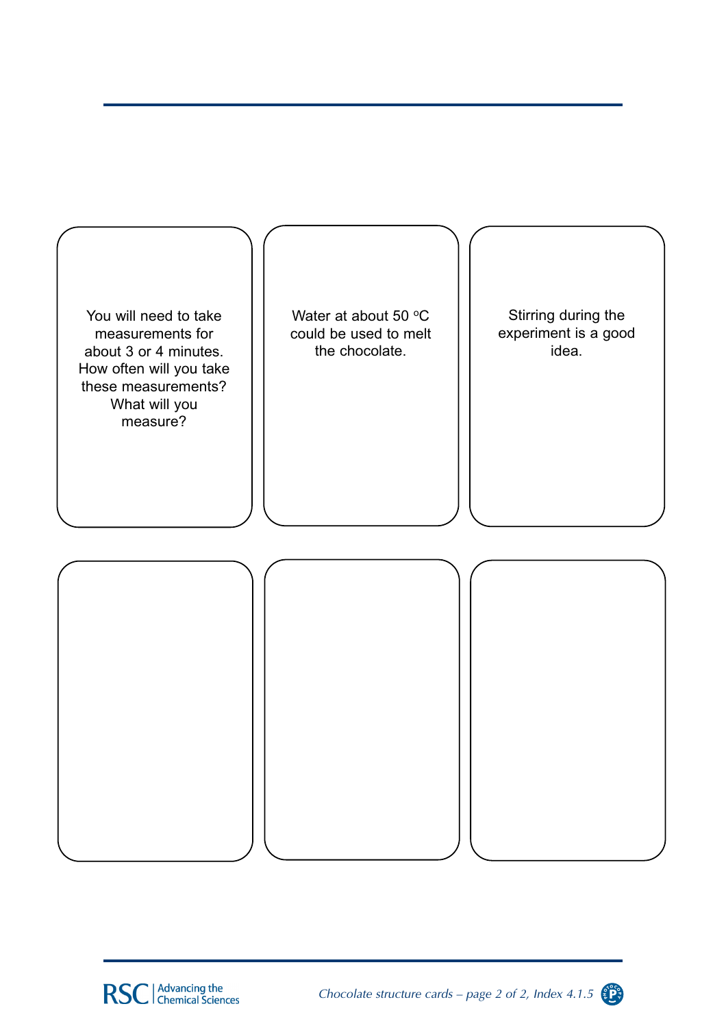You will need to take measurements for about 3 or 4 minutes. How often will you take these measurements? What will you measure?

Water at about 50 $^{o}C$ could be used to melt the chocolate.

Stirring during the experiment is a good idea.